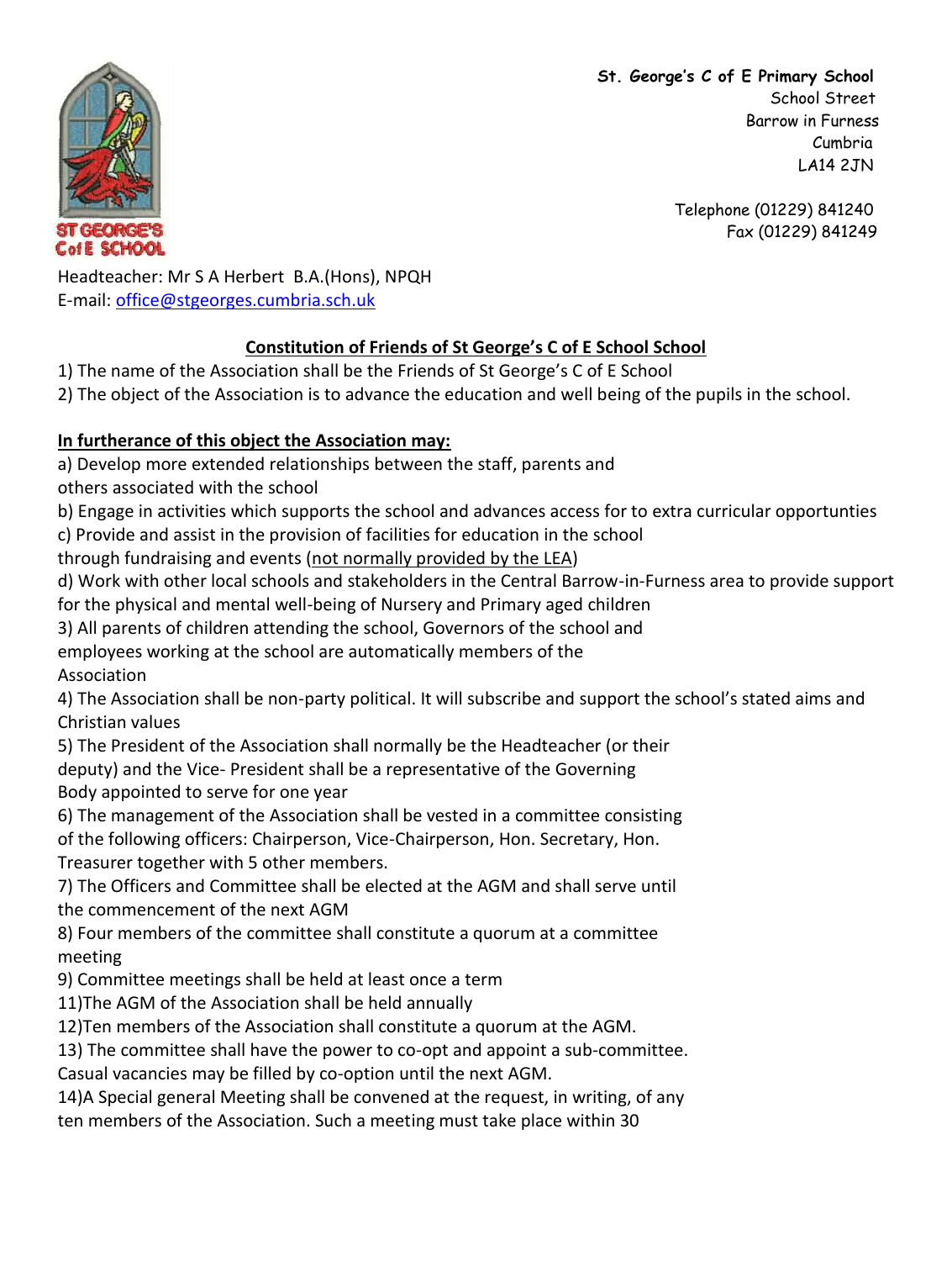**St. George's C of E Primary School**
School Street
Barrow in Furness
Cumbria
LA14 2JN

Telephone (01229) 841240
Fax (01229) 841249

ST GEORGE'S C of E SCHOOL

Headteacher: Mr S A Herbert B.A.(Hons), NPQH
E-mail: office@stgeorges.cumbria.sch.uk

## Constitution of Friends of St George's C of E School School

1) The name of the Association shall be the Friends of St George's C of E School
2) The object of the Association is to advance the education and well being of the pupils in the school.

**In furtherance of this object the Association may:**

a) Develop more extended relationships between the staff, parents and others associated with the school
b) Engage in activities which supports the school and advances access for to extra curricular opportunties
c) Provide and assist in the provision of facilities for education in the school through fundraising and events (not normally provided by the LEA)
d) Work with other local schools and stakeholders in the Central Barrow-in-Furness area to provide support for the physical and mental well-being of Nursery and Primary aged children

3) All parents of children attending the school, Governors of the school and employees working at the school are automatically members of the Association
4) The Association shall be non-party political. It will subscribe and support the school's stated aims and Christian values
5) The President of the Association shall normally be the Headteacher (or their deputy) and the Vice- President shall be a representative of the Governing Body appointed to serve for one year
6) The management of the Association shall be vested in a committee consisting of the following officers: Chairperson, Vice-Chairperson, Hon. Secretary, Hon. Treasurer together with 5 other members.
7) The Officers and Committee shall be elected at the AGM and shall serve until the commencement of the next AGM
8) Four members of the committee shall constitute a quorum at a committee meeting
9) Committee meetings shall be held at least once a term
11)The AGM of the Association shall be held annually
12)Ten members of the Association shall constitute a quorum at the AGM.
13) The committee shall have the power to co-opt and appoint a sub-committee. Casual vacancies may be filled by co-option until the next AGM.
14)A Special general Meeting shall be convened at the request, in writing, of any ten members of the Association. Such a meeting must take place within 30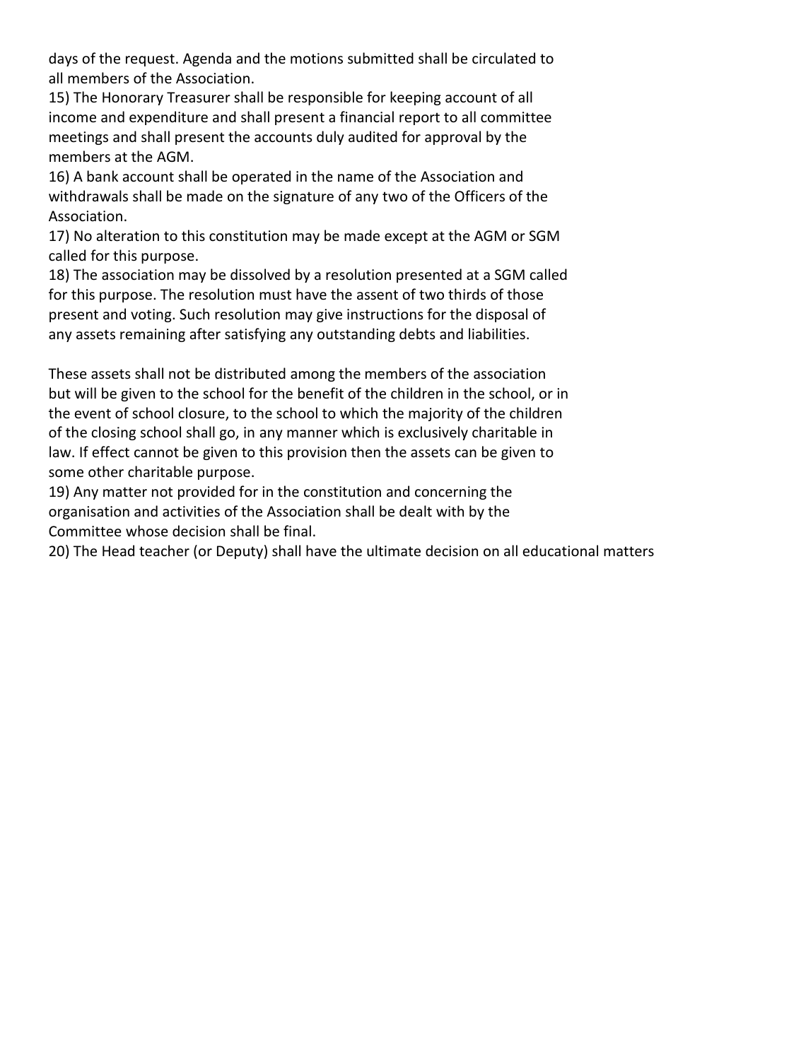days of the request. Agenda and the motions submitted shall be circulated to all members of the Association.

15) The Honorary Treasurer shall be responsible for keeping account of all income and expenditure and shall present a financial report to all committee meetings and shall present the accounts duly audited for approval by the members at the AGM.

16) A bank account shall be operated in the name of the Association and withdrawals shall be made on the signature of any two of the Officers of the Association.

17) No alteration to this constitution may be made except at the AGM or SGM called for this purpose.

18) The association may be dissolved by a resolution presented at a SGM called for this purpose. The resolution must have the assent of two thirds of those present and voting. Such resolution may give instructions for the disposal of any assets remaining after satisfying any outstanding debts and liabilities.

These assets shall not be distributed among the members of the association but will be given to the school for the benefit of the children in the school, or in the event of school closure, to the school to which the majority of the children of the closing school shall go, in any manner which is exclusively charitable in law. If effect cannot be given to this provision then the assets can be given to some other charitable purpose.

19) Any matter not provided for in the constitution and concerning the organisation and activities of the Association shall be dealt with by the Committee whose decision shall be final.

20) The Head teacher (or Deputy) shall have the ultimate decision on all educational matters